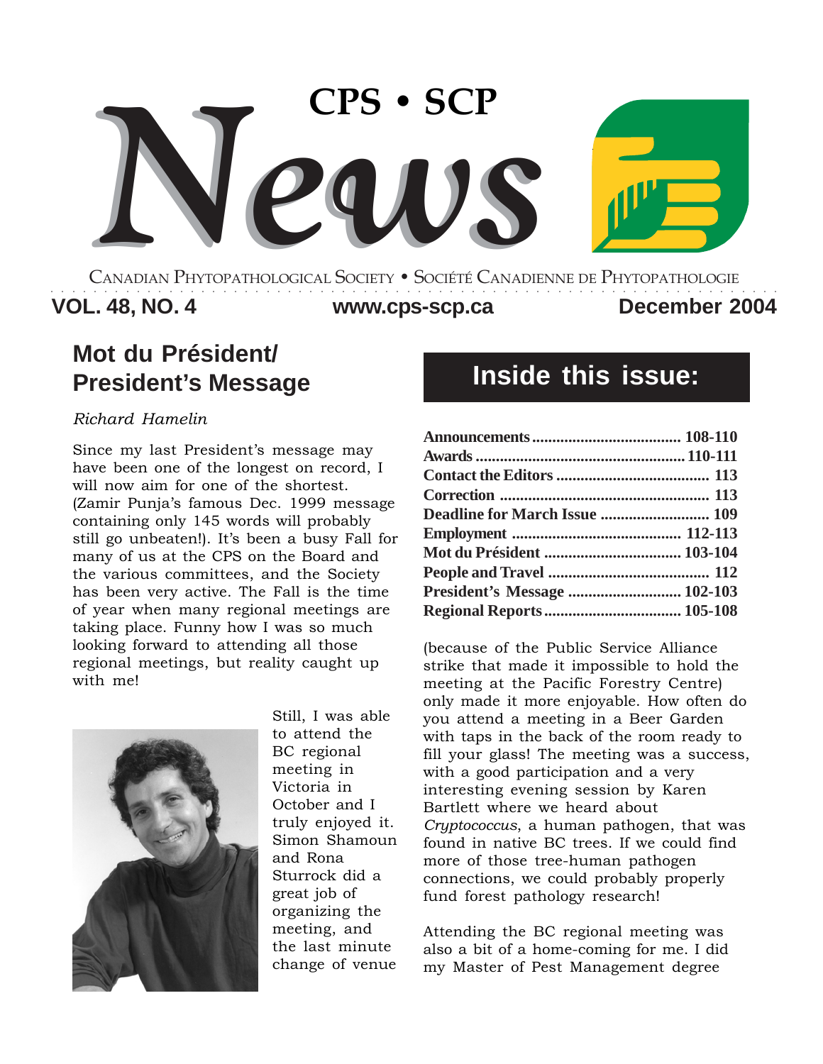# CPS • SCP News

CANADIAN PHYTOPATHOLOGICAL SOCIETY • SOCIÉTÉ CANADIENNE DE PHYTOPATHOLOGIE

**VOL. 48, NO. 4** **www.cps-scp.ca** **December 2004**

## Mot du Président/ President's Message

*Richard Hamelin*

Since my last President's message may have been one of the longest on record, I will now aim for one of the shortest. (Zamir Punja's famous Dec. 1999 message containing only 145 words will probably still go unbeaten!). It's been a busy Fall for many of us at the CPS on the Board and the various committees, and the Society has been very active. The Fall is the time of year when many regional meetings are taking place. Funny how I was so much looking forward to attending all those regional meetings, but reality caught up with me!

Still, I was able to attend the BC regional meeting in Victoria in October and I truly enjoyed it. Simon Shamoun and Rona Sturrock did a great job of organizing the meeting, and the last minute change of venue (because of the Public Service Alliance strike that made it impossible to hold the meeting at the Pacific Forestry Centre) only made it more enjoyable. How often do you attend a meeting in a Beer Garden with taps in the back of the room ready to fill your glass! The meeting was a success, with a good participation and a very interesting evening session by Karen Bartlett where we heard about *Cryptococcus*, a human pathogen, that was found in native BC trees. If we could find more of those tree-human pathogen connections, we could probably properly fund forest pathology research!

Attending the BC regional meeting was also a bit of a home-coming for me. I did my Master of Pest Management degree

## Inside this issue:

| | |
|---|---|
| **Announcements** | **108-110** |
| **Awards** | **110-111** |
| **Contact the Editors** | **113** |
| **Correction** | **113** |
| **Deadline for March Issue** | **109** |
| **Employment** | **112-113** |
| **Mot du Président** | **103-104** |
| **People and Travel** | **112** |
| **President's Message** | **102-103** |
| **Regional Reports** | **105-108** |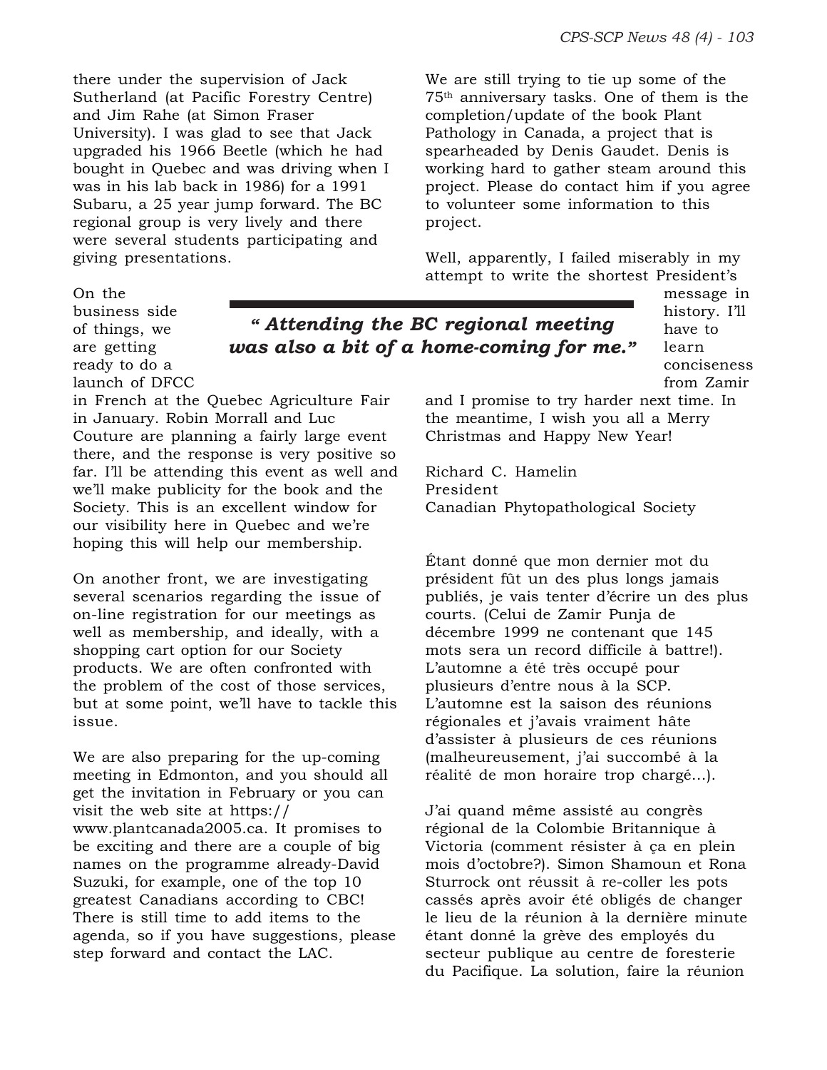there under the supervision of Jack Sutherland (at Pacific Forestry Centre) and Jim Rahe (at Simon Fraser University). I was glad to see that Jack upgraded his 1966 Beetle (which he had bought in Quebec and was driving when I was in his lab back in 1986) for a 1991 Subaru, a 25 year jump forward. The BC regional group is very lively and there were several students participating and giving presentations.

> ***" Attending the BC regional meeting was also a bit of a home-coming for me."***

On the business side of things, we are getting ready to do a launch of DFCC in French at the Quebec Agriculture Fair in January. Robin Morrall and Luc Couture are planning a fairly large event there, and the response is very positive so far. I'll be attending this event as well and we'll make publicity for the book and the Society. This is an excellent window for our visibility here in Quebec and we're hoping this will help our membership.

On another front, we are investigating several scenarios regarding the issue of on-line registration for our meetings as well as membership, and ideally, with a shopping cart option for our Society products. We are often confronted with the problem of the cost of those services, but at some point, we'll have to tackle this issue.

We are also preparing for the up-coming meeting in Edmonton, and you should all get the invitation in February or you can visit the web site at https://www.plantcanada2005.ca. It promises to be exciting and there are a couple of big names on the programme already-David Suzuki, for example, one of the top 10 greatest Canadians according to CBC! There is still time to add items to the agenda, so if you have suggestions, please step forward and contact the LAC.

We are still trying to tie up some of the 75[th] anniversary tasks. One of them is the completion/update of the book Plant Pathology in Canada, a project that is spearheaded by Denis Gaudet. Denis is working hard to gather steam around this project. Please do contact him if you agree to volunteer some information to this project.

Well, apparently, I failed miserably in my attempt to write the shortest President's message in history. I'll have to learn conciseness from Zamir and I promise to try harder next time. In the meantime, I wish you all a Merry Christmas and Happy New Year!

Richard C. Hamelin
President
Canadian Phytopathological Society

Étant donné que mon dernier mot du président fût un des plus longs jamais publiés, je vais tenter d'écrire un des plus courts. (Celui de Zamir Punja de décembre 1999 ne contenant que 145 mots sera un record difficile à battre!). L'automne a été très occupé pour plusieurs d'entre nous à la SCP. L'automne est la saison des réunions régionales et j'avais vraiment hâte d'assister à plusieurs de ces réunions (malheureusement, j'ai succombé à la réalité de mon horaire trop chargé...).

J'ai quand même assisté au congrès régional de la Colombie Britannique à Victoria (comment résister à ça en plein mois d'octobre?). Simon Shamoun et Rona Sturrock ont réussit à re-coller les pots cassés après avoir été obligés de changer le lieu de la réunion à la dernière minute étant donné la grève des employés du secteur publique au centre de foresterie du Pacifique. La solution, faire la réunion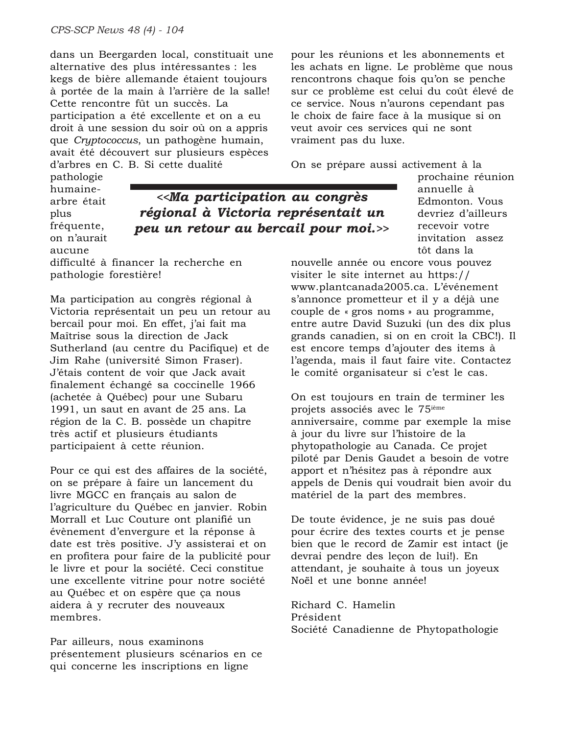dans un Beergarden local, constituait une alternative des plus intéressantes : les kegs de bière allemande étaient toujours à portée de la main à l'arrière de la salle! Cette rencontre fût un succès. La participation a été excellente et on a eu droit à une session du soir où on a appris que *Cryptococcus*, un pathogène humain, avait été découvert sur plusieurs espèces d'arbres en C. B. Si cette dualité pathologie humaine-arbre était plus fréquente, on n'aurait aucune difficulté à financer la recherche en pathologie forestière!

> ***<<Ma participation au congrès régional à Victoria représentait un peu un retour au bercail pour moi.>>***

Ma participation au congrès régional à Victoria représentait un peu un retour au bercail pour moi. En effet, j'ai fait ma Maîtrise sous la direction de Jack Sutherland (au centre du Pacifique) et de Jim Rahe (université Simon Fraser). J'étais content de voir que Jack avait finalement échangé sa coccinelle 1966 (achetée à Québec) pour une Subaru 1991, un saut en avant de 25 ans. La région de la C. B. possède un chapitre très actif et plusieurs étudiants participaient à cette réunion.

Pour ce qui est des affaires de la société, on se prépare à faire un lancement du livre MGCC en français au salon de l'agriculture du Québec en janvier. Robin Morrall et Luc Couture ont planifié un évènement d'envergure et la réponse à date est très positive. J'y assisterai et on en profitera pour faire de la publicité pour le livre et pour la société. Ceci constitue une excellente vitrine pour notre société au Québec et on espère que ça nous aidera à y recruter des nouveaux membres.

Par ailleurs, nous examinons présentement plusieurs scénarios en ce qui concerne les inscriptions en ligne pour les réunions et les abonnements et les achats en ligne. Le problème que nous rencontrons chaque fois qu'on se penche sur ce problème est celui du coût élevé de ce service. Nous n'aurons cependant pas le choix de faire face à la musique si on veut avoir ces services qui ne sont vraiment pas du luxe.

On se prépare aussi activement à la prochaine réunion annuelle à Edmonton. Vous devriez d'ailleurs recevoir votre invitation assez tôt dans la nouvelle année ou encore vous pouvez visiter le site internet au https://www.plantcanada2005.ca. L'événement s'annonce prometteur et il y a déjà une couple de « gros noms » au programme, entre autre David Suzuki (un des dix plus grands canadien, si on en croit la CBC!). Il est encore temps d'ajouter des items à l'agenda, mais il faut faire vite. Contactez le comité organisateur si c'est le cas.

On est toujours en train de terminer les projets associés avec le 75ième anniversaire, comme par exemple la mise à jour du livre sur l'histoire de la phytopathologie au Canada. Ce projet piloté par Denis Gaudet a besoin de votre apport et n'hésitez pas à répondre aux appels de Denis qui voudrait bien avoir du matériel de la part des membres.

De toute évidence, je ne suis pas doué pour écrire des textes courts et je pense bien que le record de Zamir est intact (je devrai pendre des leçon de lui!). En attendant, je souhaite à tous un joyeux Noël et une bonne année!

Richard C. Hamelin
Président
Société Canadienne de Phytopathologie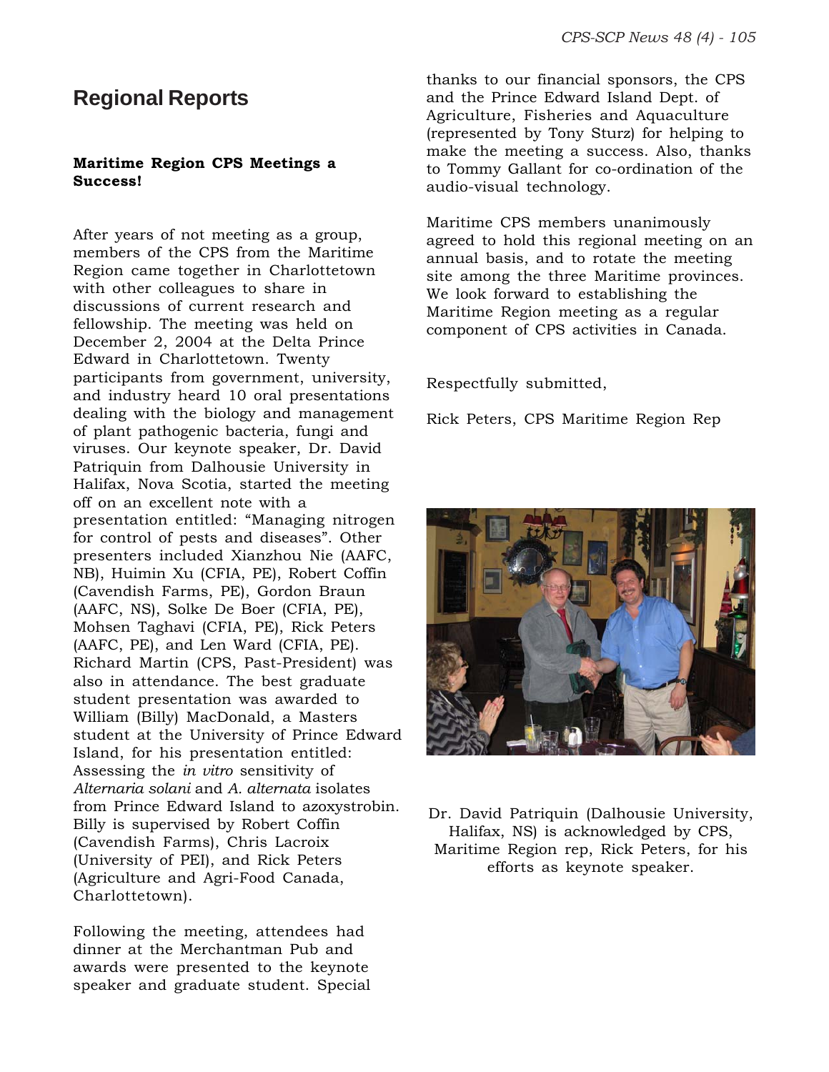## Regional Reports

**Maritime Region CPS Meetings a Success!**

After years of not meeting as a group, members of the CPS from the Maritime Region came together in Charlottetown with other colleagues to share in discussions of current research and fellowship. The meeting was held on December 2, 2004 at the Delta Prince Edward in Charlottetown. Twenty participants from government, university, and industry heard 10 oral presentations dealing with the biology and management of plant pathogenic bacteria, fungi and viruses. Our keynote speaker, Dr. David Patriquin from Dalhousie University in Halifax, Nova Scotia, started the meeting off on an excellent note with a presentation entitled: "Managing nitrogen for control of pests and diseases". Other presenters included Xianzhou Nie (AAFC, NB), Huimin Xu (CFIA, PE), Robert Coffin (Cavendish Farms, PE), Gordon Braun (AAFC, NS), Solke De Boer (CFIA, PE), Mohsen Taghavi (CFIA, PE), Rick Peters (AAFC, PE), and Len Ward (CFIA, PE). Richard Martin (CPS, Past-President) was also in attendance. The best graduate student presentation was awarded to William (Billy) MacDonald, a Masters student at the University of Prince Edward Island, for his presentation entitled: Assessing the *in vitro* sensitivity of *Alternaria solani* and *A. alternata* isolates from Prince Edward Island to azoxystrobin. Billy is supervised by Robert Coffin (Cavendish Farms), Chris Lacroix (University of PEI), and Rick Peters (Agriculture and Agri-Food Canada, Charlottetown).

Following the meeting, attendees had dinner at the Merchantman Pub and awards were presented to the keynote speaker and graduate student. Special thanks to our financial sponsors, the CPS and the Prince Edward Island Dept. of Agriculture, Fisheries and Aquaculture (represented by Tony Sturz) for helping to make the meeting a success. Also, thanks to Tommy Gallant for co-ordination of the audio-visual technology.

Maritime CPS members unanimously agreed to hold this regional meeting on an annual basis, and to rotate the meeting site among the three Maritime provinces. We look forward to establishing the Maritime Region meeting as a regular component of CPS activities in Canada.

Respectfully submitted,

Rick Peters, CPS Maritime Region Rep

Dr. David Patriquin (Dalhousie University, Halifax, NS) is acknowledged by CPS, Maritime Region rep, Rick Peters, for his efforts as keynote speaker.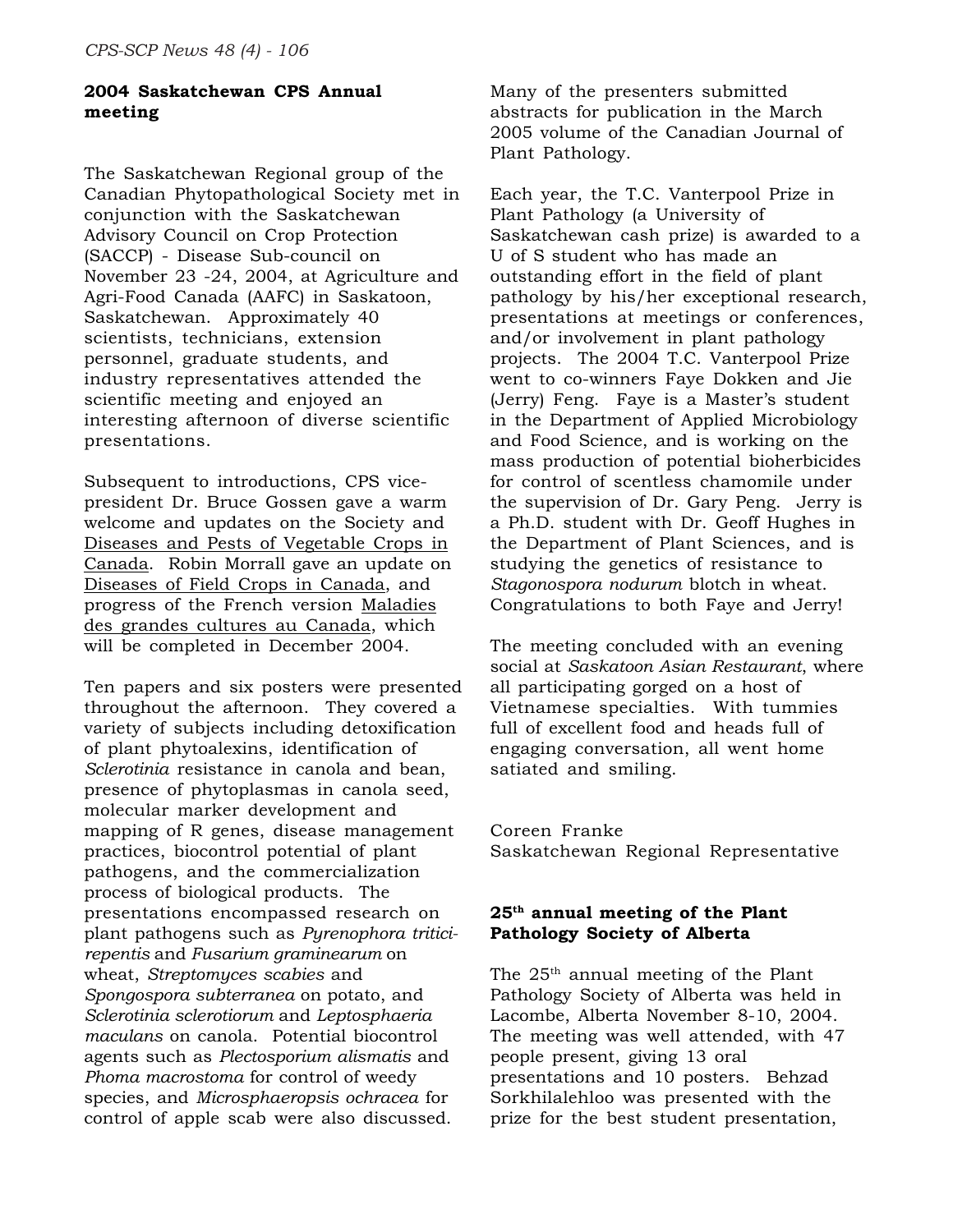## 2004 Saskatchewan CPS Annual meeting

The Saskatchewan Regional group of the Canadian Phytopathological Society met in conjunction with the Saskatchewan Advisory Council on Crop Protection (SACCP) - Disease Sub-council on November 23 -24, 2004, at Agriculture and Agri-Food Canada (AAFC) in Saskatoon, Saskatchewan. Approximately 40 scientists, technicians, extension personnel, graduate students, and industry representatives attended the scientific meeting and enjoyed an interesting afternoon of diverse scientific presentations.

Subsequent to introductions, CPS vice-president Dr. Bruce Gossen gave a warm welcome and updates on the Society and Diseases and Pests of Vegetable Crops in Canada. Robin Morrall gave an update on Diseases of Field Crops in Canada, and progress of the French version Maladies des grandes cultures au Canada, which will be completed in December 2004.

Ten papers and six posters were presented throughout the afternoon. They covered a variety of subjects including detoxification of plant phytoalexins, identification of *Sclerotinia* resistance in canola and bean, presence of phytoplasmas in canola seed, molecular marker development and mapping of R genes, disease management practices, biocontrol potential of plant pathogens, and the commercialization process of biological products. The presentations encompassed research on plant pathogens such as *Pyrenophora tritici-repentis* and *Fusarium graminearum* on wheat, *Streptomyces scabies* and *Spongospora subterranea* on potato, and *Sclerotinia sclerotiorum* and *Leptosphaeria maculans* on canola. Potential biocontrol agents such as *Plectosporium alismatis* and *Phoma macrostoma* for control of weedy species, and *Microsphaeropsis ochracea* for control of apple scab were also discussed. Many of the presenters submitted abstracts for publication in the March 2005 volume of the Canadian Journal of Plant Pathology.

Each year, the T.C. Vanterpool Prize in Plant Pathology (a University of Saskatchewan cash prize) is awarded to a U of S student who has made an outstanding effort in the field of plant pathology by his/her exceptional research, presentations at meetings or conferences, and/or involvement in plant pathology projects. The 2004 T.C. Vanterpool Prize went to co-winners Faye Dokken and Jie (Jerry) Feng. Faye is a Master's student in the Department of Applied Microbiology and Food Science, and is working on the mass production of potential bioherbicides for control of scentless chamomile under the supervision of Dr. Gary Peng. Jerry is a Ph.D. student with Dr. Geoff Hughes in the Department of Plant Sciences, and is studying the genetics of resistance to *Stagonospora nodurum* blotch in wheat. Congratulations to both Faye and Jerry!

The meeting concluded with an evening social at *Saskatoon Asian Restaurant,* where all participating gorged on a host of Vietnamese specialties. With tummies full of excellent food and heads full of engaging conversation, all went home satiated and smiling.

Coreen Franke
Saskatchewan Regional Representative

## 25th annual meeting of the Plant Pathology Society of Alberta

The 25th annual meeting of the Plant Pathology Society of Alberta was held in Lacombe, Alberta November 8-10, 2004. The meeting was well attended, with 47 people present, giving 13 oral presentations and 10 posters. Behzad Sorkhilalehloo was presented with the prize for the best student presentation,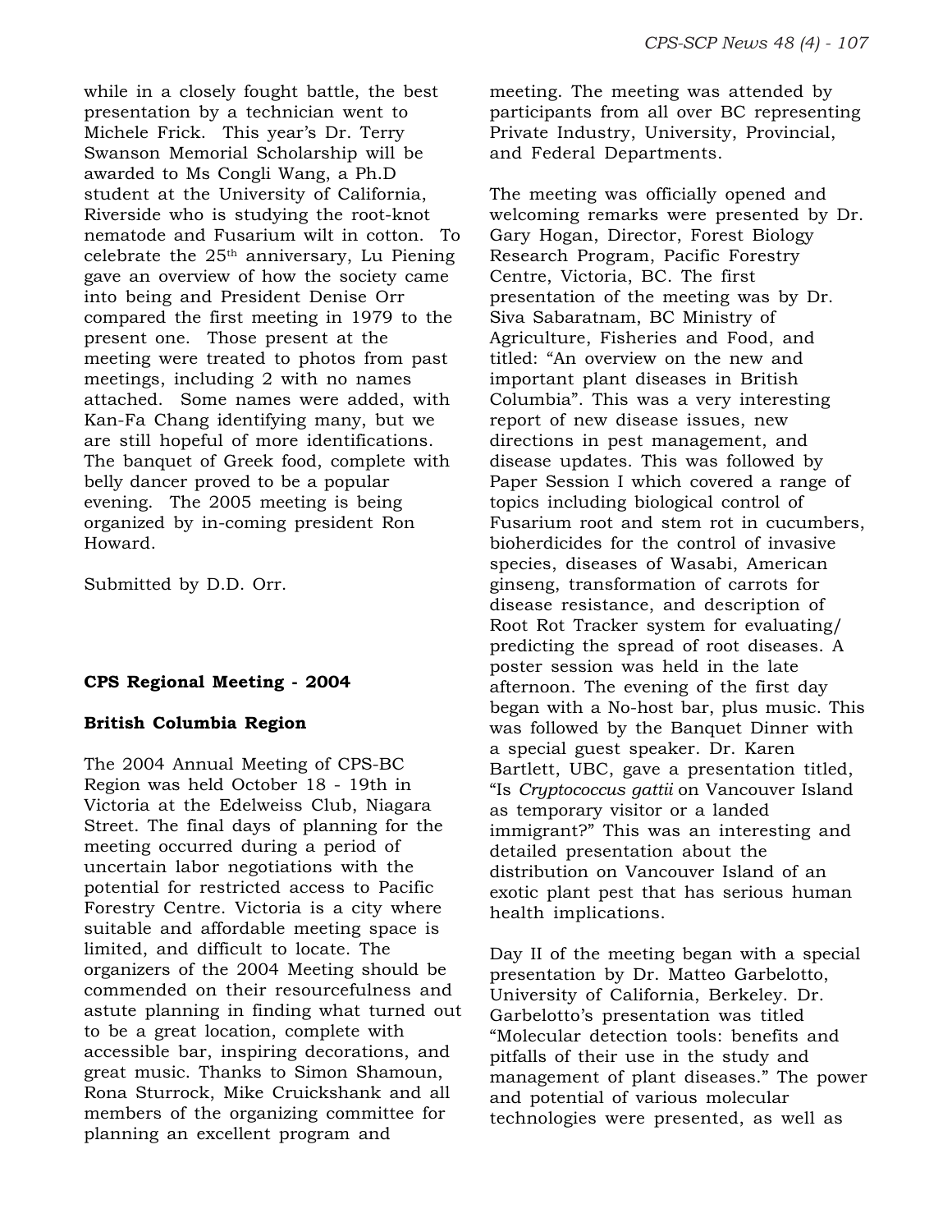while in a closely fought battle, the best presentation by a technician went to Michele Frick. This year's Dr. Terry Swanson Memorial Scholarship will be awarded to Ms Congli Wang, a Ph.D student at the University of California, Riverside who is studying the root-knot nematode and Fusarium wilt in cotton. To celebrate the 25th anniversary, Lu Piening gave an overview of how the society came into being and President Denise Orr compared the first meeting in 1979 to the present one. Those present at the meeting were treated to photos from past meetings, including 2 with no names attached. Some names were added, with Kan-Fa Chang identifying many, but we are still hopeful of more identifications. The banquet of Greek food, complete with belly dancer proved to be a popular evening. The 2005 meeting is being organized by in-coming president Ron Howard.

Submitted by D.D. Orr.

**CPS Regional Meeting - 2004**

**British Columbia Region**

The 2004 Annual Meeting of CPS-BC Region was held October 18 - 19th in Victoria at the Edelweiss Club, Niagara Street. The final days of planning for the meeting occurred during a period of uncertain labor negotiations with the potential for restricted access to Pacific Forestry Centre. Victoria is a city where suitable and affordable meeting space is limited, and difficult to locate. The organizers of the 2004 Meeting should be commended on their resourcefulness and astute planning in finding what turned out to be a great location, complete with accessible bar, inspiring decorations, and great music. Thanks to Simon Shamoun, Rona Sturrock, Mike Cruickshank and all members of the organizing committee for planning an excellent program and meeting. The meeting was attended by participants from all over BC representing Private Industry, University, Provincial, and Federal Departments.

The meeting was officially opened and welcoming remarks were presented by Dr. Gary Hogan, Director, Forest Biology Research Program, Pacific Forestry Centre, Victoria, BC. The first presentation of the meeting was by Dr. Siva Sabaratnam, BC Ministry of Agriculture, Fisheries and Food, and titled: "An overview on the new and important plant diseases in British Columbia". This was a very interesting report of new disease issues, new directions in pest management, and disease updates. This was followed by Paper Session I which covered a range of topics including biological control of Fusarium root and stem rot in cucumbers, bioherdicides for the control of invasive species, diseases of Wasabi, American ginseng, transformation of carrots for disease resistance, and description of Root Rot Tracker system for evaluating/ predicting the spread of root diseases. A poster session was held in the late afternoon. The evening of the first day began with a No-host bar, plus music. This was followed by the Banquet Dinner with a special guest speaker. Dr. Karen Bartlett, UBC, gave a presentation titled, "Is *Cryptococcus gattii* on Vancouver Island as temporary visitor or a landed immigrant?" This was an interesting and detailed presentation about the distribution on Vancouver Island of an exotic plant pest that has serious human health implications.

Day II of the meeting began with a special presentation by Dr. Matteo Garbelotto, University of California, Berkeley. Dr. Garbelotto's presentation was titled "Molecular detection tools: benefits and pitfalls of their use in the study and management of plant diseases." The power and potential of various molecular technologies were presented, as well as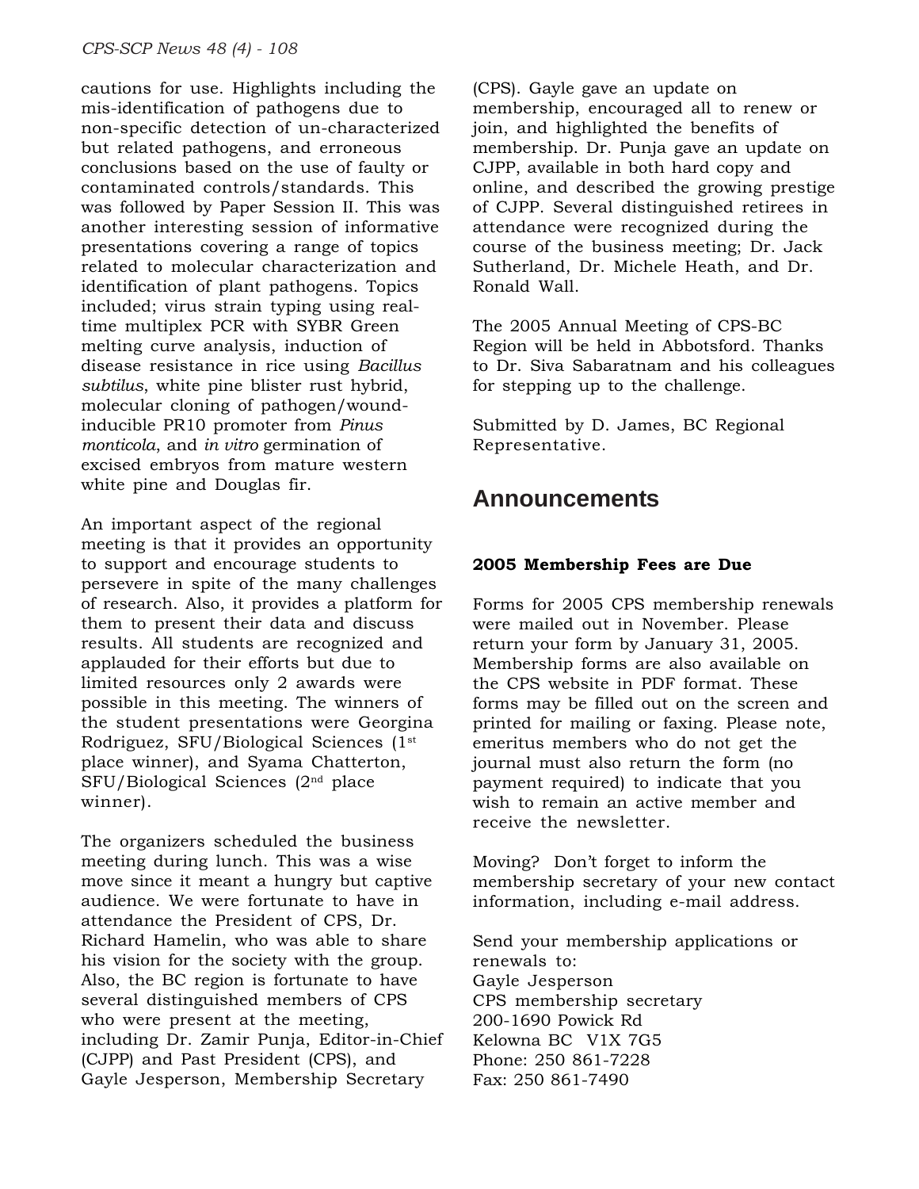cautions for use. Highlights including the mis-identification of pathogens due to non-specific detection of un-characterized but related pathogens, and erroneous conclusions based on the use of faulty or contaminated controls/standards. This was followed by Paper Session II. This was another interesting session of informative presentations covering a range of topics related to molecular characterization and identification of plant pathogens. Topics included; virus strain typing using real-time multiplex PCR with SYBR Green melting curve analysis, induction of disease resistance in rice using *Bacillus subtilus*, white pine blister rust hybrid, molecular cloning of pathogen/wound-inducible PR10 promoter from *Pinus monticola*, and *in vitro* germination of excised embryos from mature western white pine and Douglas fir.

An important aspect of the regional meeting is that it provides an opportunity to support and encourage students to persevere in spite of the many challenges of research. Also, it provides a platform for them to present their data and discuss results. All students are recognized and applauded for their efforts but due to limited resources only 2 awards were possible in this meeting. The winners of the student presentations were Georgina Rodriguez, SFU/Biological Sciences (1st place winner), and Syama Chatterton, SFU/Biological Sciences (2nd place winner).

The organizers scheduled the business meeting during lunch. This was a wise move since it meant a hungry but captive audience. We were fortunate to have in attendance the President of CPS, Dr. Richard Hamelin, who was able to share his vision for the society with the group. Also, the BC region is fortunate to have several distinguished members of CPS who were present at the meeting, including Dr. Zamir Punja, Editor-in-Chief (CJPP) and Past President (CPS), and Gayle Jesperson, Membership Secretary (CPS). Gayle gave an update on membership, encouraged all to renew or join, and highlighted the benefits of membership. Dr. Punja gave an update on CJPP, available in both hard copy and online, and described the growing prestige of CJPP. Several distinguished retirees in attendance were recognized during the course of the business meeting; Dr. Jack Sutherland, Dr. Michele Heath, and Dr. Ronald Wall.

The 2005 Annual Meeting of CPS-BC Region will be held in Abbotsford. Thanks to Dr. Siva Sabaratnam and his colleagues for stepping up to the challenge.

Submitted by D. James, BC Regional Representative.

## Announcements

### 2005 Membership Fees are Due

Forms for 2005 CPS membership renewals were mailed out in November. Please return your form by January 31, 2005. Membership forms are also available on the CPS website in PDF format. These forms may be filled out on the screen and printed for mailing or faxing. Please note, emeritus members who do not get the journal must also return the form (no payment required) to indicate that you wish to remain an active member and receive the newsletter.

Moving? Don't forget to inform the membership secretary of your new contact information, including e-mail address.

Send your membership applications or renewals to:
Gayle Jesperson
CPS membership secretary
200-1690 Powick Rd
Kelowna BC V1X 7G5
Phone: 250 861-7228
Fax: 250 861-7490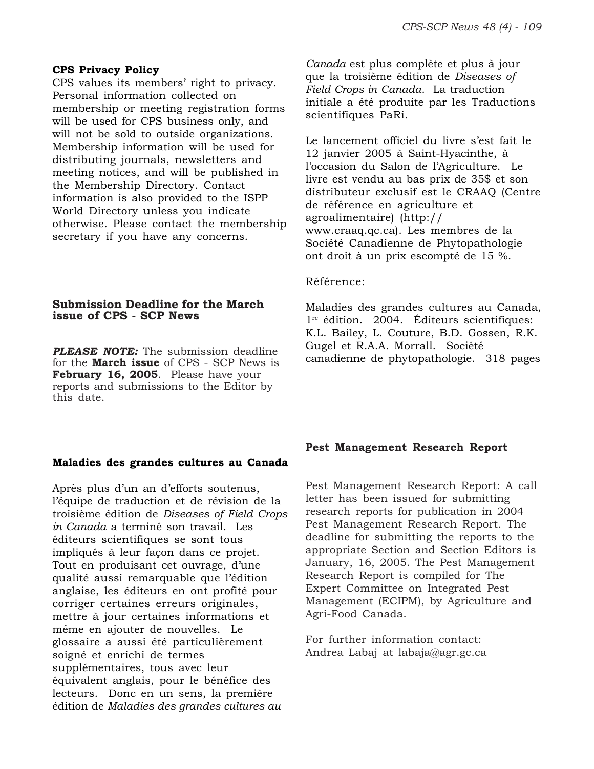### CPS Privacy Policy

CPS values its members' right to privacy. Personal information collected on membership or meeting registration forms will be used for CPS business only, and will not be sold to outside organizations. Membership information will be used for distributing journals, newsletters and meeting notices, and will be published in the Membership Directory. Contact information is also provided to the ISPP World Directory unless you indicate otherwise. Please contact the membership secretary if you have any concerns.

### Submission Deadline for the March issue of CPS - SCP News

***PLEASE NOTE:*** The submission deadline for the **March issue** of CPS - SCP News is **February 16, 2005**. Please have your reports and submissions to the Editor by this date.

### Maladies des grandes cultures au Canada

Après plus d'un an d'efforts soutenus, l'équipe de traduction et de révision de la troisième édition de *Diseases of Field Crops in Canada* a terminé son travail. Les éditeurs scientifiques se sont tous impliqués à leur façon dans ce projet. Tout en produisant cet ouvrage, d'une qualité aussi remarquable que l'édition anglaise, les éditeurs en ont profité pour corriger certaines erreurs originales, mettre à jour certaines informations et même en ajouter de nouvelles. Le glossaire a aussi été particulièrement soigné et enrichi de termes supplémentaires, tous avec leur équivalent anglais, pour le bénéfice des lecteurs. Donc en un sens, la première édition de *Maladies des grandes cultures au Canada* est plus complète et plus à jour que la troisième édition de *Diseases of Field Crops in Canada*. La traduction initiale a été produite par les Traductions scientifiques PaRi.

Le lancement officiel du livre s'est fait le 12 janvier 2005 à Saint-Hyacinthe, à l'occasion du Salon de l'Agriculture. Le livre est vendu au bas prix de 35$ et son distributeur exclusif est le CRAAQ (Centre de référence en agriculture et agroalimentaire) (http://www.craaq.qc.ca). Les membres de la Société Canadienne de Phytopathologie ont droit à un prix escompté de 15 %.

Référence:

Maladies des grandes cultures au Canada, 1re édition. 2004. Éditeurs scientifiques: K.L. Bailey, L. Couture, B.D. Gossen, R.K. Gugel et R.A.A. Morrall. Société canadienne de phytopathologie. 318 pages

### Pest Management Research Report

Pest Management Research Report: A call letter has been issued for submitting research reports for publication in 2004 Pest Management Research Report. The deadline for submitting the reports to the appropriate Section and Section Editors is January, 16, 2005. The Pest Management Research Report is compiled for The Expert Committee on Integrated Pest Management (ECIPM), by Agriculture and Agri-Food Canada.

For further information contact:
Andrea Labaj at labaja@agr.gc.ca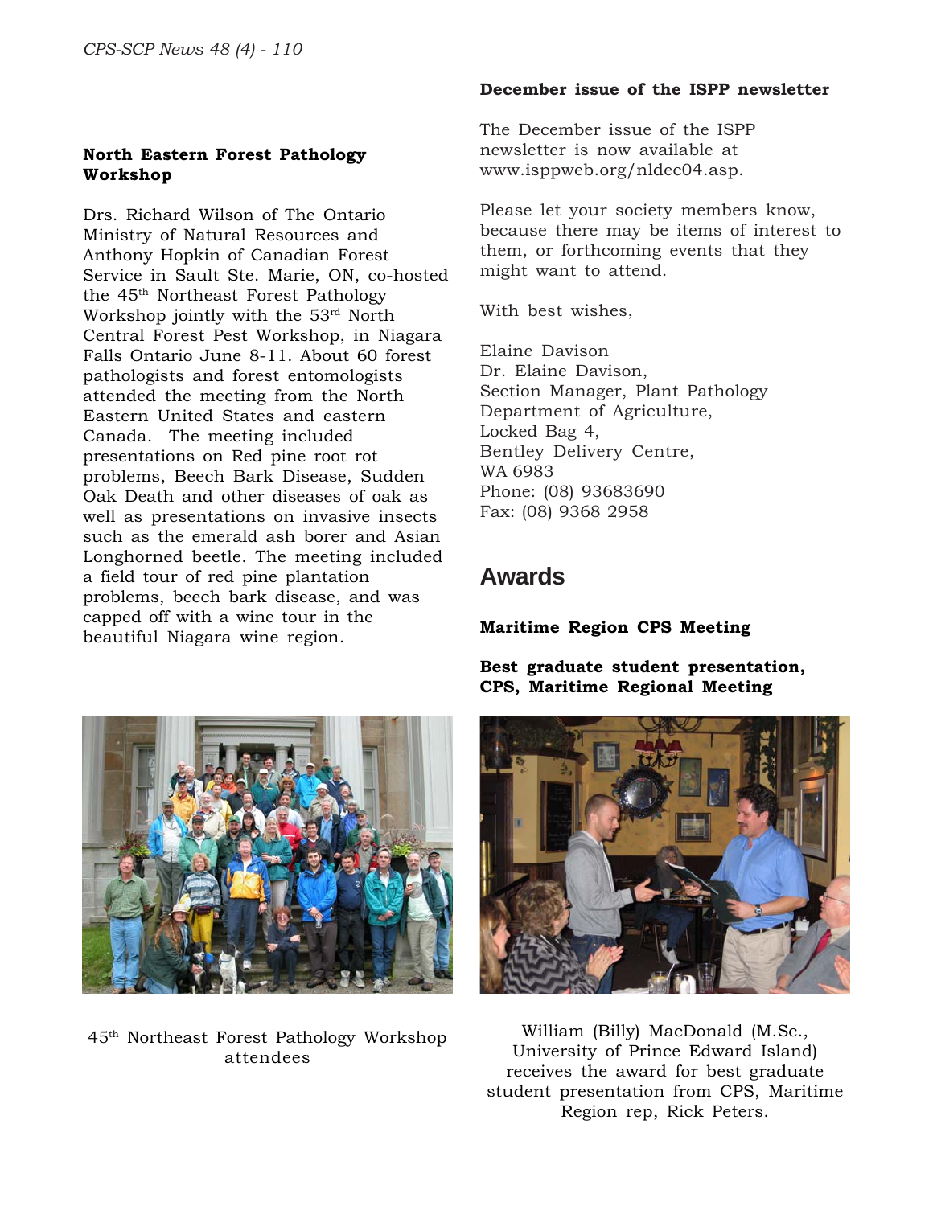### North Eastern Forest Pathology Workshop

Drs. Richard Wilson of The Ontario Ministry of Natural Resources and Anthony Hopkin of Canadian Forest Service in Sault Ste. Marie, ON, co-hosted the 45th Northeast Forest Pathology Workshop jointly with the 53rd North Central Forest Pest Workshop, in Niagara Falls Ontario June 8-11. About 60 forest pathologists and forest entomologists attended the meeting from the North Eastern United States and eastern Canada. The meeting included presentations on Red pine root rot problems, Beech Bark Disease, Sudden Oak Death and other diseases of oak as well as presentations on invasive insects such as the emerald ash borer and Asian Longhorned beetle. The meeting included a field tour of red pine plantation problems, beech bark disease, and was capped off with a wine tour in the beautiful Niagara wine region.

45th Northeast Forest Pathology Workshop attendees

### December issue of the ISPP newsletter

The December issue of the ISPP newsletter is now available at www.isppweb.org/nldec04.asp.

Please let your society members know, because there may be items of interest to them, or forthcoming events that they might want to attend.

With best wishes,

Elaine Davison
Dr. Elaine Davison,
Section Manager, Plant Pathology
Department of Agriculture,
Locked Bag 4,
Bentley Delivery Centre,
WA 6983
Phone: (08) 93683690
Fax: (08) 9368 2958

## Awards

### Maritime Region CPS Meeting

**Best graduate student presentation, CPS, Maritime Regional Meeting**

William (Billy) MacDonald (M.Sc., University of Prince Edward Island) receives the award for best graduate student presentation from CPS, Maritime Region rep, Rick Peters.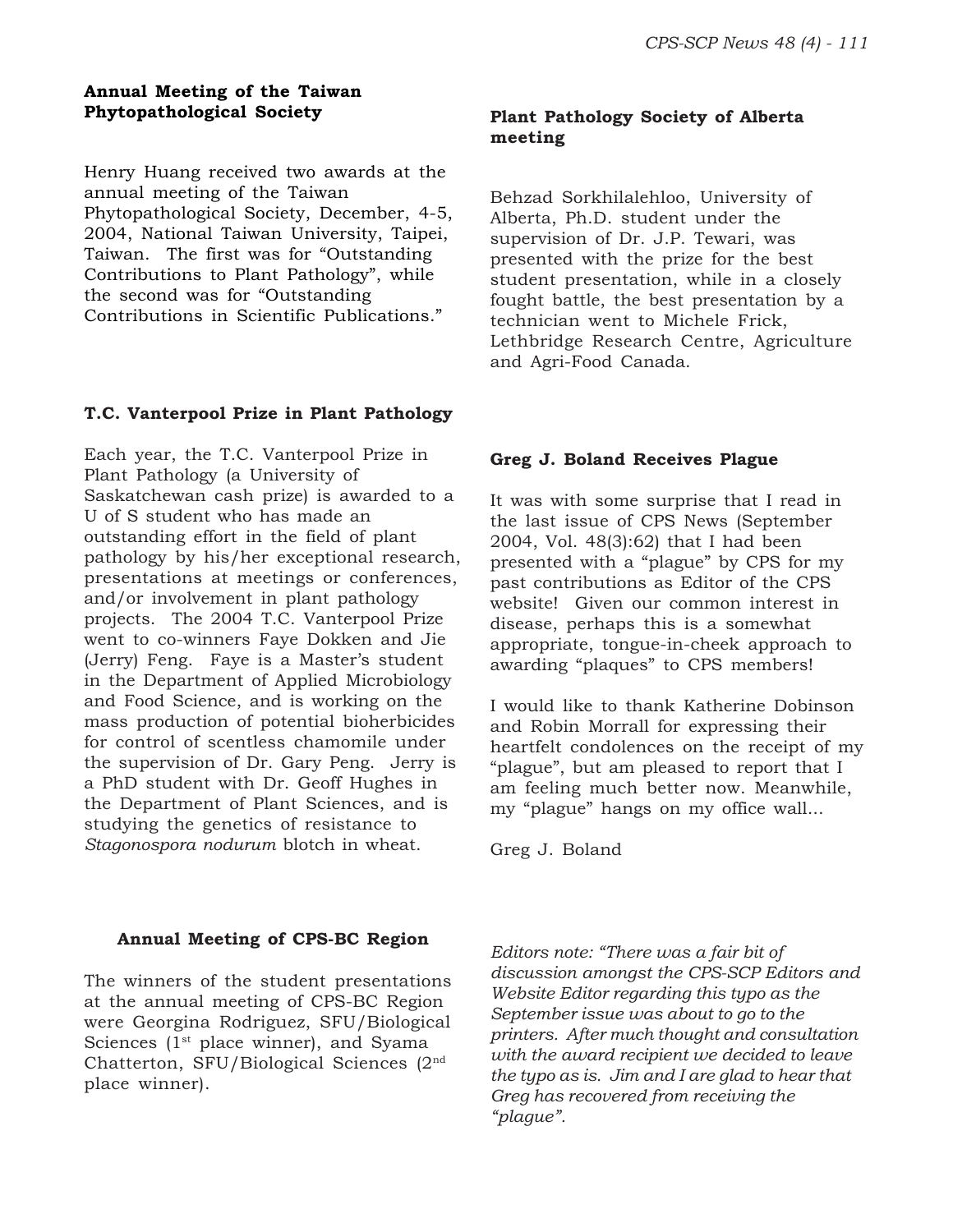### Annual Meeting of the Taiwan Phytopathological Society

Henry Huang received two awards at the annual meeting of the Taiwan Phytopathological Society, December, 4-5, 2004, National Taiwan University, Taipei, Taiwan. The first was for “Outstanding Contributions to Plant Pathology”, while the second was for “Outstanding Contributions in Scientific Publications.”

### T.C. Vanterpool Prize in Plant Pathology

Each year, the T.C. Vanterpool Prize in Plant Pathology (a University of Saskatchewan cash prize) is awarded to a U of S student who has made an outstanding effort in the field of plant pathology by his/her exceptional research, presentations at meetings or conferences, and/or involvement in plant pathology projects. The 2004 T.C. Vanterpool Prize went to co-winners Faye Dokken and Jie (Jerry) Feng. Faye is a Master’s student in the Department of Applied Microbiology and Food Science, and is working on the mass production of potential bioherbicides for control of scentless chamomile under the supervision of Dr. Gary Peng. Jerry is a PhD student with Dr. Geoff Hughes in the Department of Plant Sciences, and is studying the genetics of resistance to *Stagonospora nodurum* blotch in wheat.

### Annual Meeting of CPS-BC Region

The winners of the student presentations at the annual meeting of CPS-BC Region were Georgina Rodriguez, SFU/Biological Sciences (1st place winner), and Syama Chatterton, SFU/Biological Sciences (2nd place winner).

### Plant Pathology Society of Alberta meeting

Behzad Sorkhilalehloo, University of Alberta, Ph.D. student under the supervision of Dr. J.P. Tewari, was presented with the prize for the best student presentation, while in a closely fought battle, the best presentation by a technician went to Michele Frick, Lethbridge Research Centre, Agriculture and Agri-Food Canada.

### Greg J. Boland Receives Plague

It was with some surprise that I read in the last issue of CPS News (September 2004, Vol. 48(3):62) that I had been presented with a “plague” by CPS for my past contributions as Editor of the CPS website! Given our common interest in disease, perhaps this is a somewhat appropriate, tongue-in-cheek approach to awarding “plaques” to CPS members!

I would like to thank Katherine Dobinson and Robin Morrall for expressing their heartfelt condolences on the receipt of my “plague”, but am pleased to report that I am feeling much better now. Meanwhile, my “plague” hangs on my office wall...

Greg J. Boland

*Editors note: “There was a fair bit of discussion amongst the CPS-SCP Editors and Website Editor regarding this typo as the September issue was about to go to the printers. After much thought and consultation with the award recipient we decided to leave the typo as is. Jim and I are glad to hear that Greg has recovered from receiving the “plague”.*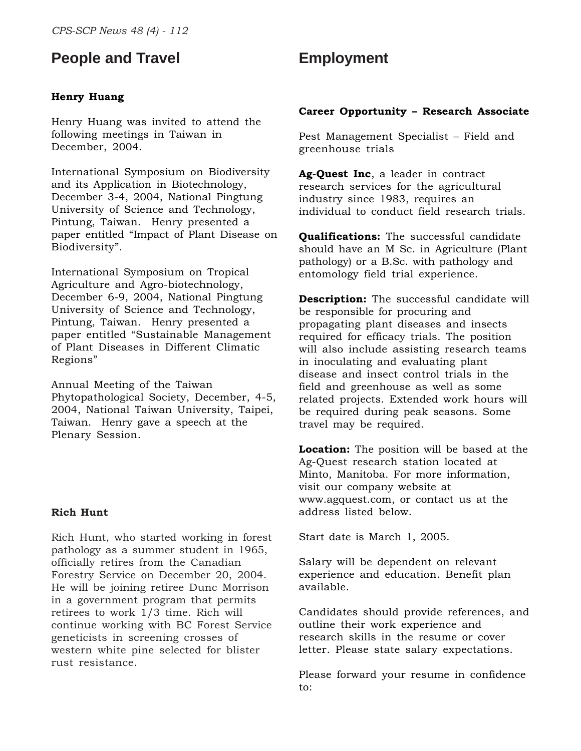# People and Travel

### Henry Huang

Henry Huang was invited to attend the following meetings in Taiwan in December, 2004.

International Symposium on Biodiversity and its Application in Biotechnology, December 3-4, 2004, National Pingtung University of Science and Technology, Pintung, Taiwan. Henry presented a paper entitled "Impact of Plant Disease on Biodiversity".

International Symposium on Tropical Agriculture and Agro-biotechnology, December 6-9, 2004, National Pingtung University of Science and Technology, Pintung, Taiwan. Henry presented a paper entitled "Sustainable Management of Plant Diseases in Different Climatic Regions"

Annual Meeting of the Taiwan Phytopathological Society, December, 4-5, 2004, National Taiwan University, Taipei, Taiwan. Henry gave a speech at the Plenary Session.

### Rich Hunt

Rich Hunt, who started working in forest pathology as a summer student in 1965, officially retires from the Canadian Forestry Service on December 20, 2004. He will be joining retiree Dunc Morrison in a government program that permits retirees to work 1/3 time. Rich will continue working with BC Forest Service geneticists in screening crosses of western white pine selected for blister rust resistance.

# Employment

### Career Opportunity – Research Associate

Pest Management Specialist – Field and greenhouse trials

**Ag-Quest Inc**, a leader in contract research services for the agricultural industry since 1983, requires an individual to conduct field research trials.

**Qualifications:** The successful candidate should have an M Sc. in Agriculture (Plant pathology) or a B.Sc. with pathology and entomology field trial experience.

**Description:** The successful candidate will be responsible for procuring and propagating plant diseases and insects required for efficacy trials. The position will also include assisting research teams in inoculating and evaluating plant disease and insect control trials in the field and greenhouse as well as some related projects. Extended work hours will be required during peak seasons. Some travel may be required.

**Location:** The position will be based at the Ag-Quest research station located at Minto, Manitoba. For more information, visit our company website at www.agquest.com, or contact us at the address listed below.

Start date is March 1, 2005.

Salary will be dependent on relevant experience and education. Benefit plan available.

Candidates should provide references, and outline their work experience and research skills in the resume or cover letter. Please state salary expectations.

Please forward your resume in confidence to: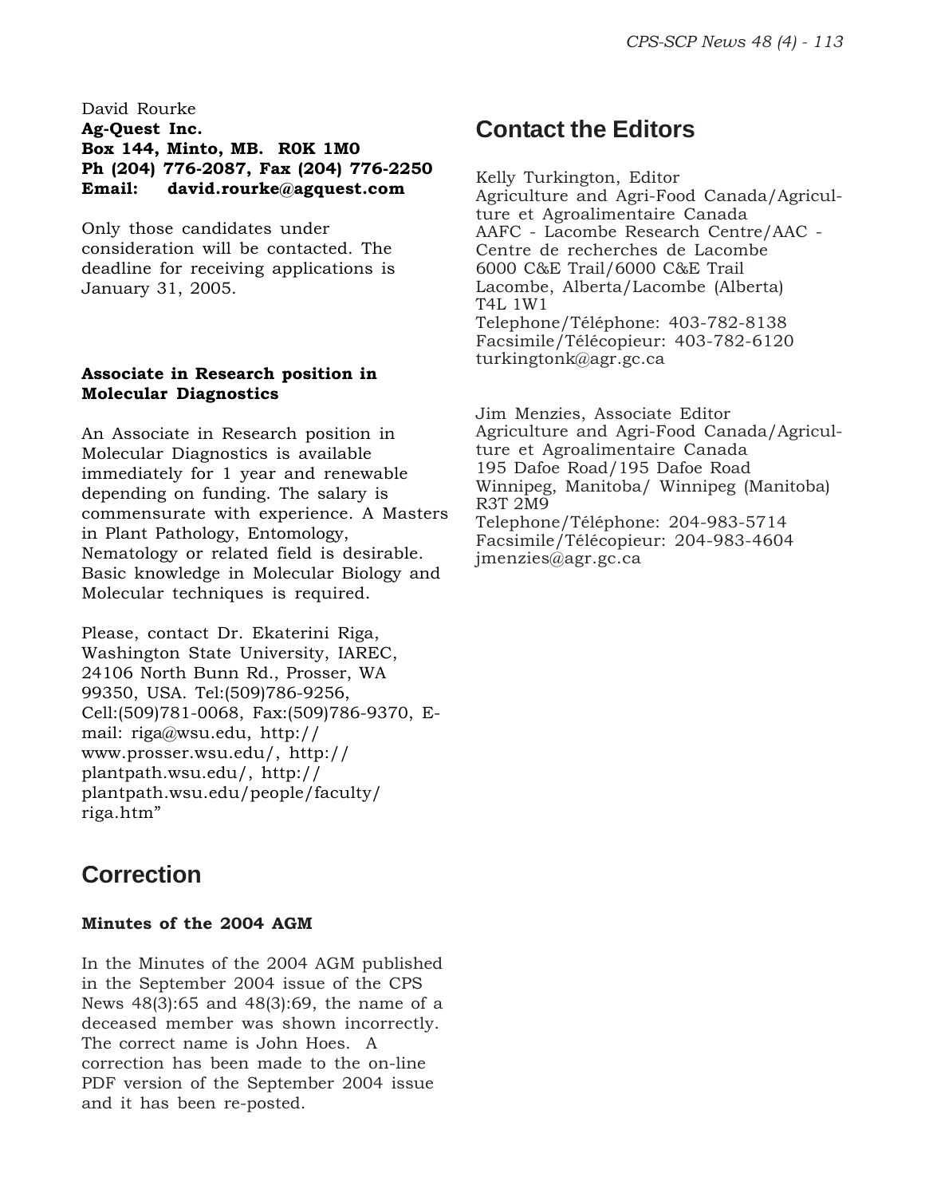David Rourke
**Ag-Quest Inc.**
**Box 144, Minto, MB. R0K 1M0**
**Ph (204) 776-2087, Fax (204) 776-2250**
**Email: david.rourke@agquest.com**

Only those candidates under consideration will be contacted. The deadline for receiving applications is January 31, 2005.

**Associate in Research position in Molecular Diagnostics**

An Associate in Research position in Molecular Diagnostics is available immediately for 1 year and renewable depending on funding. The salary is commensurate with experience. A Masters in Plant Pathology, Entomology, Nematology or related field is desirable. Basic knowledge in Molecular Biology and Molecular techniques is required.

Please, contact Dr. Ekaterini Riga, Washington State University, IAREC, 24106 North Bunn Rd., Prosser, WA 99350, USA. Tel:(509)786-9256, Cell:(509)781-0068, Fax:(509)786-9370, E-mail: riga@wsu.edu, http://www.prosser.wsu.edu/, http://plantpath.wsu.edu/, http://plantpath.wsu.edu/people/faculty/riga.htm"

## Correction

**Minutes of the 2004 AGM**

In the Minutes of the 2004 AGM published in the September 2004 issue of the CPS News 48(3):65 and 48(3):69, the name of a deceased member was shown incorrectly. The correct name is John Hoes. A correction has been made to the on-line PDF version of the September 2004 issue and it has been re-posted.

## Contact the Editors

Kelly Turkington, Editor
Agriculture and Agri-Food Canada/Agriculture et Agroalimentaire Canada
AAFC - Lacombe Research Centre/AAC - Centre de recherches de Lacombe
6000 C&E Trail/6000 C&E Trail
Lacombe, Alberta/Lacombe (Alberta)
T4L 1W1
Telephone/Téléphone: 403-782-8138
Facsimile/Télécopieur: 403-782-6120
turkingtonk@agr.gc.ca

Jim Menzies, Associate Editor
Agriculture and Agri-Food Canada/Agriculture et Agroalimentaire Canada
195 Dafoe Road/195 Dafoe Road
Winnipeg, Manitoba/ Winnipeg (Manitoba)
R3T 2M9
Telephone/Téléphone: 204-983-5714
Facsimile/Télécopieur: 204-983-4604
jmenzies@agr.gc.ca